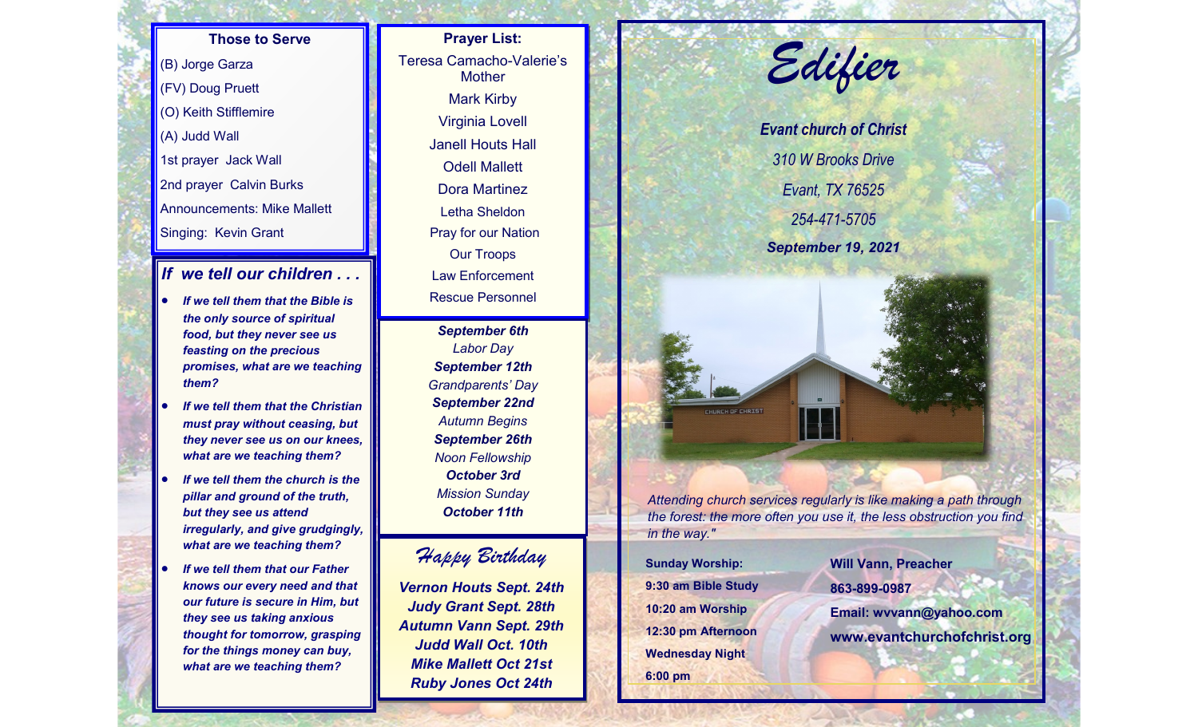### Those to Serve

(B) Jorge Garza

(FV) Doug Pruett

(O) Keith Stifflemire

(A) Judd Wall

1st prayer Jack Wall

2nd prayer Calvin Burks

Announcements: Mike Mallett

Singing: Kevin Grant

### *If we tell our children . . .*

- ***If we tell them that the Bible is the only source of spiritual food, but they never see us feasting on the precious promises, what are we teaching them?***
- ***If we tell them that the Christian must pray without ceasing, but they never see us on our knees, what are we teaching them?***
- ***If we tell them the church is the pillar and ground of the truth, but they see us attend irregularly, and give grudgingly, what are we teaching them?***
- ***If we tell them that our Father knows our every need and that our future is secure in Him, but they see us taking anxious thought for tomorrow, grasping for the things money can buy, what are we teaching them?***

### Prayer List:

Teresa Camacho-Valerie's Mother

Mark Kirby

Virginia Lovell

Janell Houts Hall

Odell Mallett

Dora Martinez

Letha Sheldon

Pray for our Nation

Our Troops

Law Enforcement

Rescue Personnel

***September 6th***
*Labor Day*

***September 12th***
*Grandparents' Day*

***September 22nd***
*Autumn Begins*

***September 26th***
*Noon Fellowship*

***October 3rd***
*Mission Sunday*

***October 11th***

### *Happy Birthday*

***Vernon Houts Sept. 24th***
***Judy Grant Sept. 28th***
***Autumn Vann Sept. 29th***
***Judd Wall Oct. 10th***
***Mike Mallett Oct 21st***
***Ruby Jones Oct 24th***

# *Edifier*

***Evant church of Christ***

*310 W Brooks Drive*

*Evant, TX 76525*

*254-471-5705*

***September 19, 2021***

*Attending church services regularly is like making a path through the forest: the more often you use it, the less obstruction you find in the way."*

**Sunday Worship:**
**9:30 am Bible Study**
**10:20 am Worship**
**12:30 pm Afternoon**
**Wednesday Night**
**6:00 pm**

**Will Vann, Preacher**
**863-899-0987**
**Email: wvvann@yahoo.com**
**www.evantchurchofchrist.org**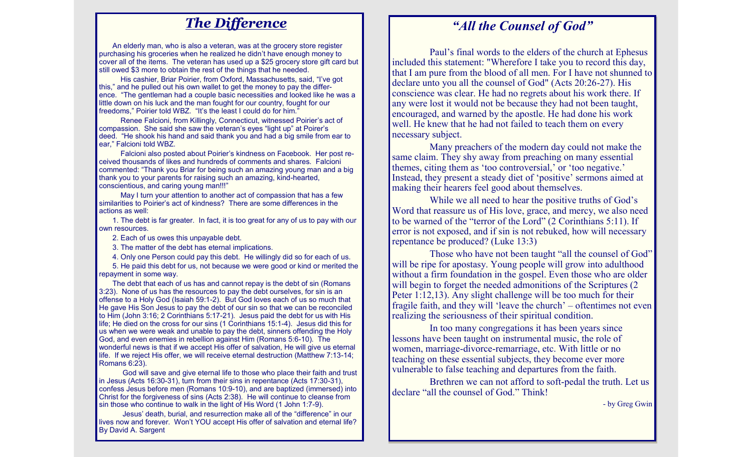## *The Difference*

An elderly man, who is also a veteran, was at the grocery store register purchasing his groceries when he realized he didn't have enough money to cover all of the items. The veteran has used up a $25 grocery store gift card but still owed $3 more to obtain the rest of the things that he needed.

His cashier, Briar Poirier, from Oxford, Massachusetts, said, "I've got this," and he pulled out his own wallet to get the money to pay the difference. "The gentleman had a couple basic necessities and looked like he was a little down on his luck and the man fought for our country, fought for our freedoms," Poirier told WBZ. "It's the least I could do for him."

Renee Falcioni, from Killingly, Connecticut, witnessed Poirier's act of compassion. She said she saw the veteran's eyes "light up" at Poirier's deed. "He shook his hand and said thank you and had a big smile from ear to ear," Falcioni told WBZ.

Falcioni also posted about Poirier's kindness on Facebook. Her post received thousands of likes and hundreds of comments and shares. Falcioni commented: "Thank you Briar for being such an amazing young man and a big thank you to your parents for raising such an amazing, kind-hearted, conscientious, and caring young man!!!"

May I turn your attention to another act of compassion that has a few similarities to Poirier's act of kindness? There are some differences in the actions as well:

1. The debt is far greater. In fact, it is too great for any of us to pay with our own resources.
2. Each of us owes this unpayable debt.
3. The matter of the debt has eternal implications.
4. Only one Person could pay this debt. He willingly did so for each of us.
5. He paid this debt for us, not because we were good or kind or merited the repayment in some way.

The debt that each of us has and cannot repay is the debt of sin (Romans 3:23). None of us has the resources to pay the debt ourselves, for sin is an offense to a Holy God (Isaiah 59:1-2). But God loves each of us so much that He gave His Son Jesus to pay the debt of our sin so that we can be reconciled to Him (John 3:16; 2 Corinthians 5:17-21). Jesus paid the debt for us with His life; He died on the cross for our sins (1 Corinthians 15:1-4). Jesus did this for us when we were weak and unable to pay the debt, sinners offending the Holy God, and even enemies in rebellion against Him (Romans 5:6-10). The wonderful news is that if we accept His offer of salvation, He will give us eternal life. If we reject His offer, we will receive eternal destruction (Matthew 7:13-14; Romans 6:23).

God will save and give eternal life to those who place their faith and trust in Jesus (Acts 16:30-31), turn from their sins in repentance (Acts 17:30-31), confess Jesus before men (Romans 10:9-10), and are baptized (immersed) into Christ for the forgiveness of sins (Acts 2:38). He will continue to cleanse from sin those who continue to walk in the light of His Word (1 John 1:7-9).

Jesus' death, burial, and resurrection make all of the "difference" in our lives now and forever. Won't YOU accept His offer of salvation and eternal life? By David A. Sargent

## *"All the Counsel of God"*

Paul's final words to the elders of the church at Ephesus included this statement: "Wherefore I take you to record this day, that I am pure from the blood of all men. For I have not shunned to declare unto you all the counsel of God" (Acts 20:26-27). His conscience was clear. He had no regrets about his work there. If any were lost it would not be because they had not been taught, encouraged, and warned by the apostle. He had done his work well. He knew that he had not failed to teach them on every necessary subject.

Many preachers of the modern day could not make the same claim. They shy away from preaching on many essential themes, citing them as 'too controversial,' or 'too negative.' Instead, they present a steady diet of 'positive' sermons aimed at making their hearers feel good about themselves.

While we all need to hear the positive truths of God's Word that reassure us of His love, grace, and mercy, we also need to be warned of the "terror of the Lord" (2 Corinthians 5:11). If error is not exposed, and if sin is not rebuked, how will necessary repentance be produced? (Luke 13:3)

Those who have not been taught "all the counsel of God" will be ripe for apostasy. Young people will grow into adulthood without a firm foundation in the gospel. Even those who are older will begin to forget the needed admonitions of the Scriptures (2 Peter 1:12,13). Any slight challenge will be too much for their fragile faith, and they will 'leave the church' – oftentimes not even realizing the seriousness of their spiritual condition.

In too many congregations it has been years since lessons have been taught on instrumental music, the role of women, marriage-divorce-remarriage, etc. With little or no teaching on these essential subjects, they become ever more vulnerable to false teaching and departures from the faith.

Brethren we can not afford to soft-pedal the truth. Let us declare "all the counsel of God." Think!

- by Greg Gwin